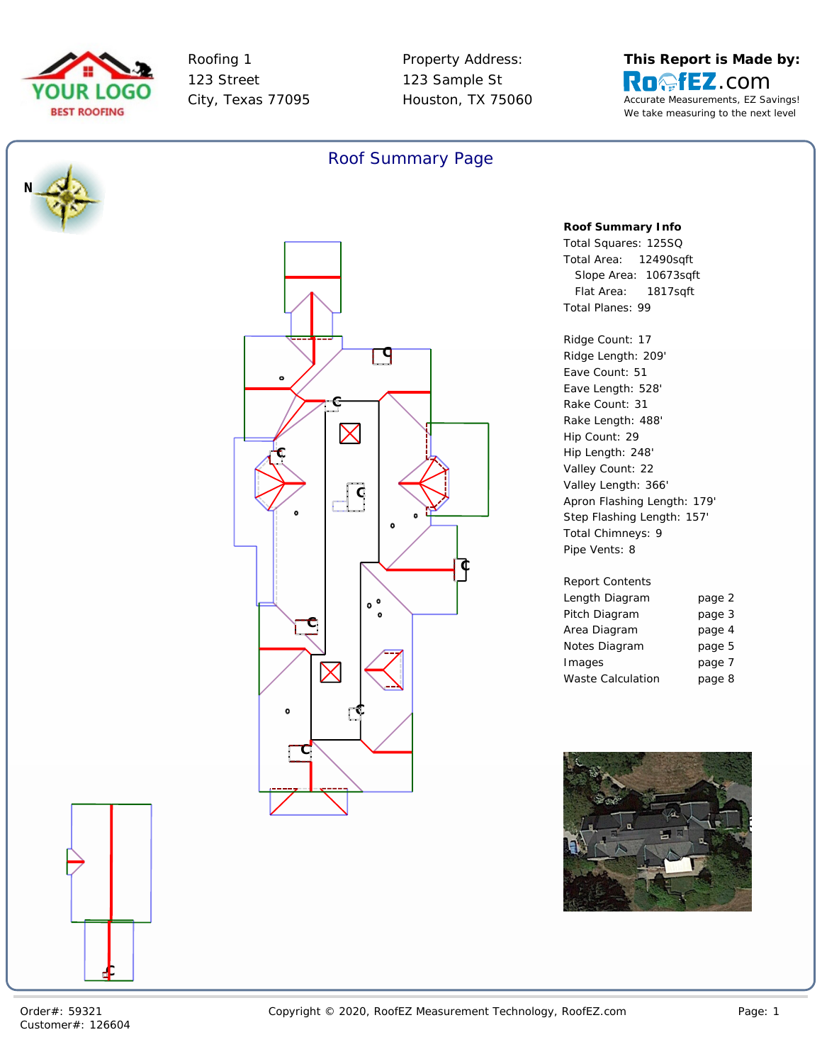YOUR LOGO
BEST ROOFING

Roofing 1
123 Street
City, Texas 77095

Property Address:
123 Sample St
Houston, TX 75060

**This Report is Made by:**
RoofEZ.com
Accurate Measurements, EZ Savings!
We take measuring to the next level

# Roof Summary Page

N

**Roof Summary Info**

Total Squares: 125SQ
Total Area: 12490sqft
Slope Area: 10673sqft
Flat Area: 1817sqft
Total Planes: 99

Ridge Count: 17
Ridge Length: 209'
Eave Count: 51
Eave Length: 528'
Rake Count: 31
Rake Length: 488'
Hip Count: 29
Hip Length: 248'
Valley Count: 22
Valley Length: 366'
Apron Flashing Length: 179'
Step Flashing Length: 157'
Total Chimneys: 9
Pipe Vents: 8

Report Contents

| | |
|---|---|
| Length Diagram | page 2 |
| Pitch Diagram | page 3 |
| Area Diagram | page 4 |
| Notes Diagram | page 5 |
| Images | page 7 |
| Waste Calculation | page 8 |

Order#: 59321
Customer#: 126604

Copyright © 2020, RoofEZ Measurement Technology, RoofEZ.com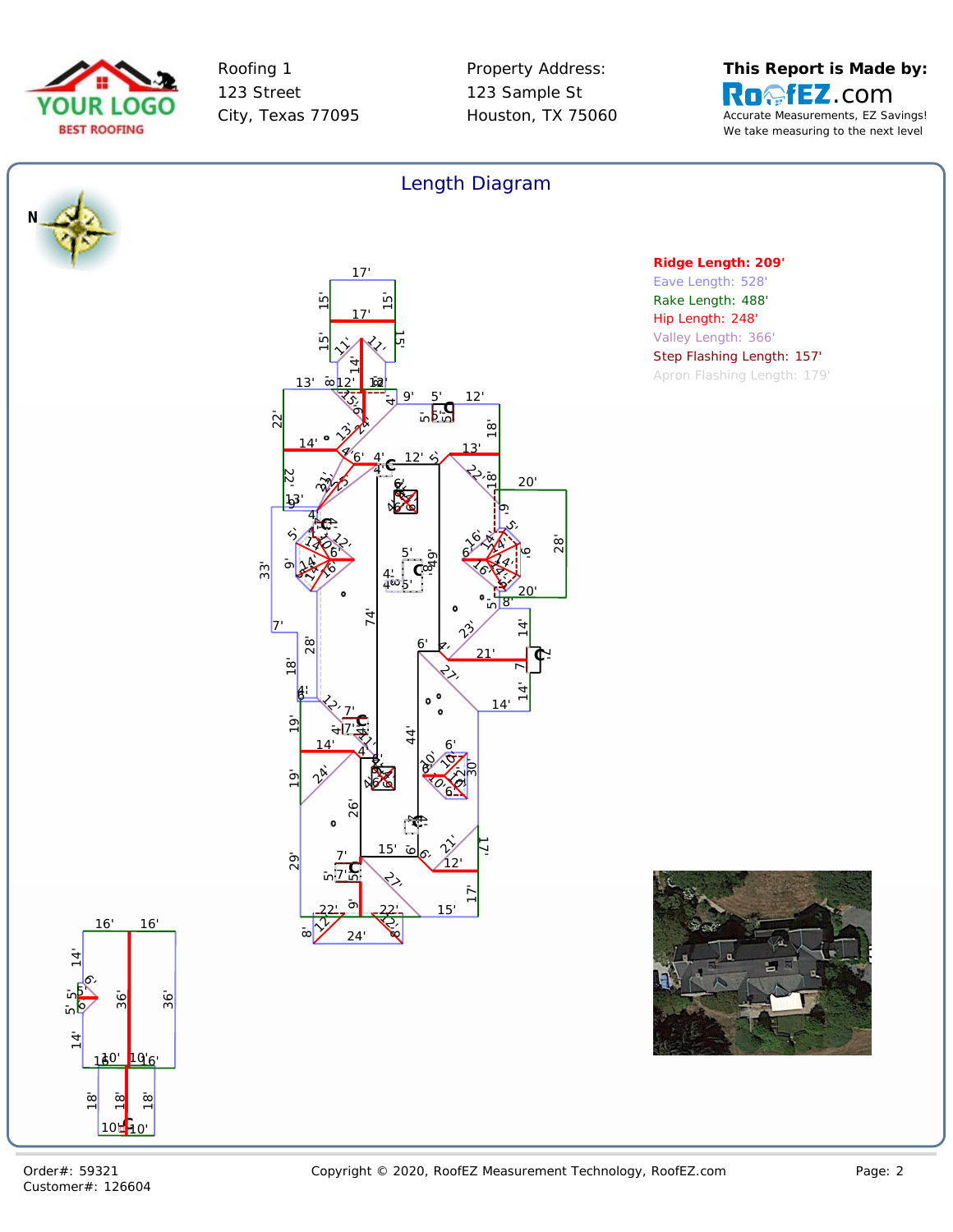Roofing 1
123 Street
City, Texas 77095

Property Address:
123 Sample St
Houston, TX 75060

**This Report is Made by:**
RoofEZ.com
Accurate Measurements, EZ Savings!
We take measuring to the next level

## Length Diagram

N

**Ridge Length: 209'**
Eave Length: 528'
Rake Length: 488'
Hip Length: 248'
Valley Length: 366'
Step Flashing Length: 157'
Apron Flashing Length: 179'

Order#: 59321
Customer#: 126604

Copyright © 2020, RoofEZ Measurement Technology, RoofEZ.com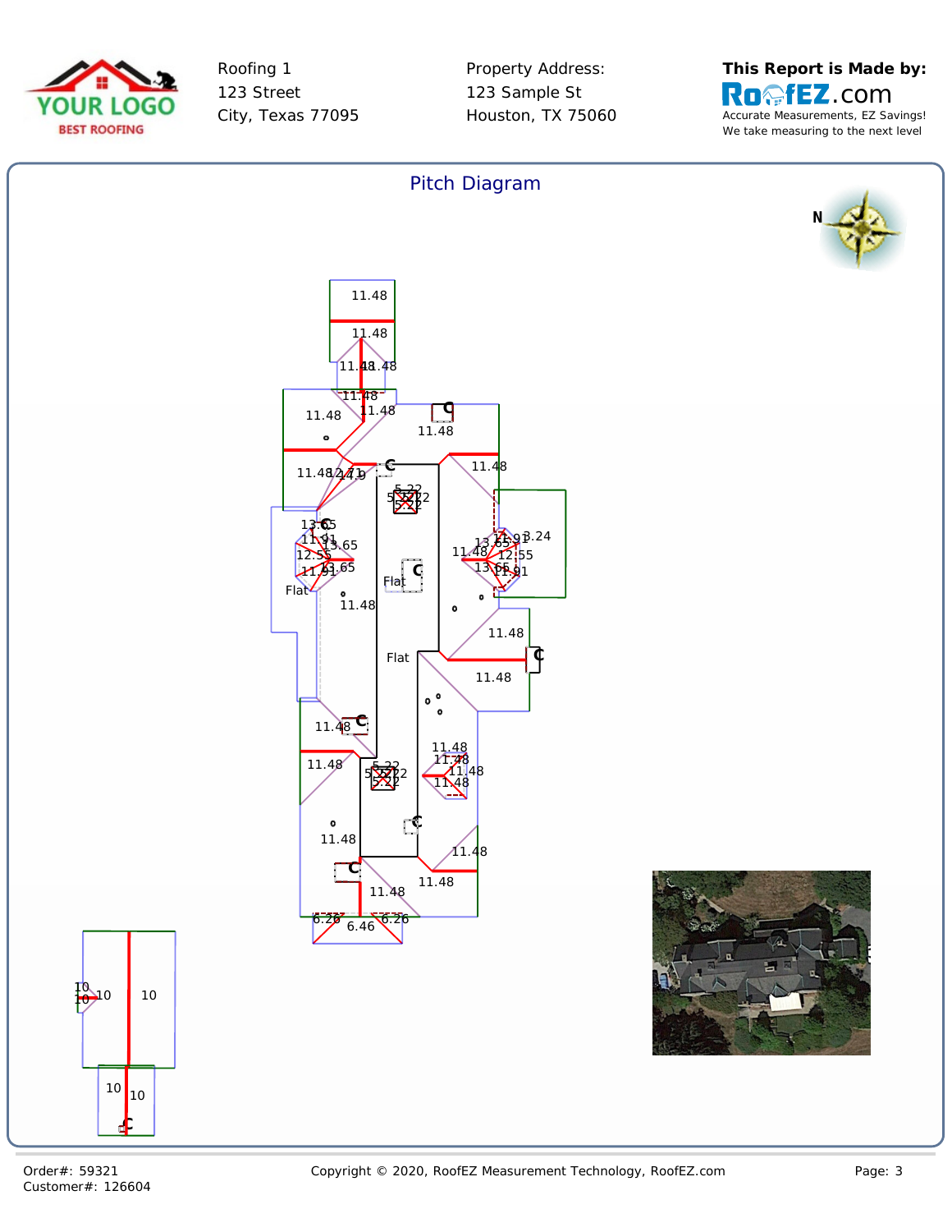Roofing 1
123 Street
City, Texas 77095

Property Address:
123 Sample St
Houston, TX 75060

**This Report is Made by:**
RoofEZ.com
Accurate Measurements, EZ Savings!
We take measuring to the next level

## Pitch Diagram

Order#: 59321
Customer#: 126604

Copyright © 2020, RoofEZ Measurement Technology, RoofEZ.com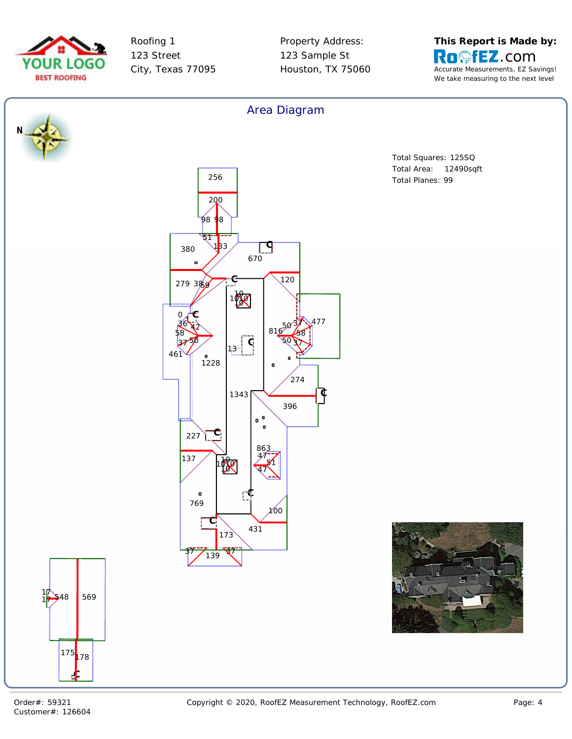Roofing 1
123 Street
City, Texas 77095

Property Address:
123 Sample St
Houston, TX 75060

**This Report is Made by:**
RoofEZ.com
Accurate Measurements, EZ Savings!
We take measuring to the next level

## Area Diagram

Total Squares: 125SQ
Total Area: 12490sqft
Total Planes: 99

Order#: 59321
Customer#: 126604

Copyright © 2020, RoofEZ Measurement Technology, RoofEZ.com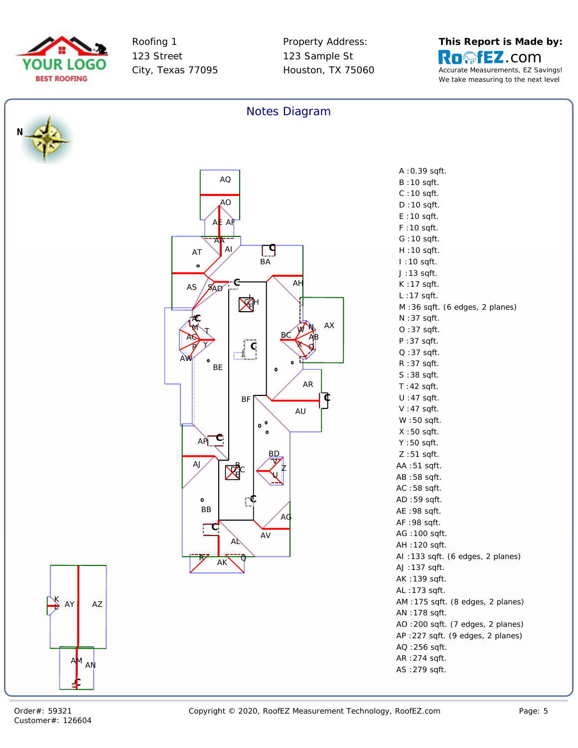Roofing 1
123 Street
City, Texas 77095

Property Address:
123 Sample St
Houston, TX 75060

**This Report is Made by:**
RoofEZ.com
Accurate Measurements, EZ Savings!
We take measuring to the next level

## Notes Diagram

A :0.39 sqft.
B :10 sqft.
C :10 sqft.
D :10 sqft.
E :10 sqft.
F :10 sqft.
G :10 sqft.
H :10 sqft.
I :10 sqft.
J :13 sqft.
K :17 sqft.
L :17 sqft.
M :36 sqft. (6 edges, 2 planes)
N :37 sqft.
O :37 sqft.
P :37 sqft.
Q :37 sqft.
R :37 sqft.
S :38 sqft.
T :42 sqft.
U :47 sqft.
V :47 sqft.
W :50 sqft.
X :50 sqft.
Y :50 sqft.
Z :51 sqft.
AA :51 sqft.
AB :58 sqft.
AC :58 sqft.
AD :59 sqft.
AE :98 sqft.
AF :98 sqft.
AG :100 sqft.
AH :120 sqft.
AI :133 sqft. (6 edges, 2 planes)
AJ :137 sqft.
AK :139 sqft.
AL :173 sqft.
AM :175 sqft. (8 edges, 2 planes)
AN :178 sqft.
AO :200 sqft. (7 edges, 2 planes)
AP :227 sqft. (9 edges, 2 planes)
AQ :256 sqft.
AR :274 sqft.
AS :279 sqft.

Order#: 59321
Customer#: 126604

Copyright © 2020, RoofEZ Measurement Technology, RoofEZ.com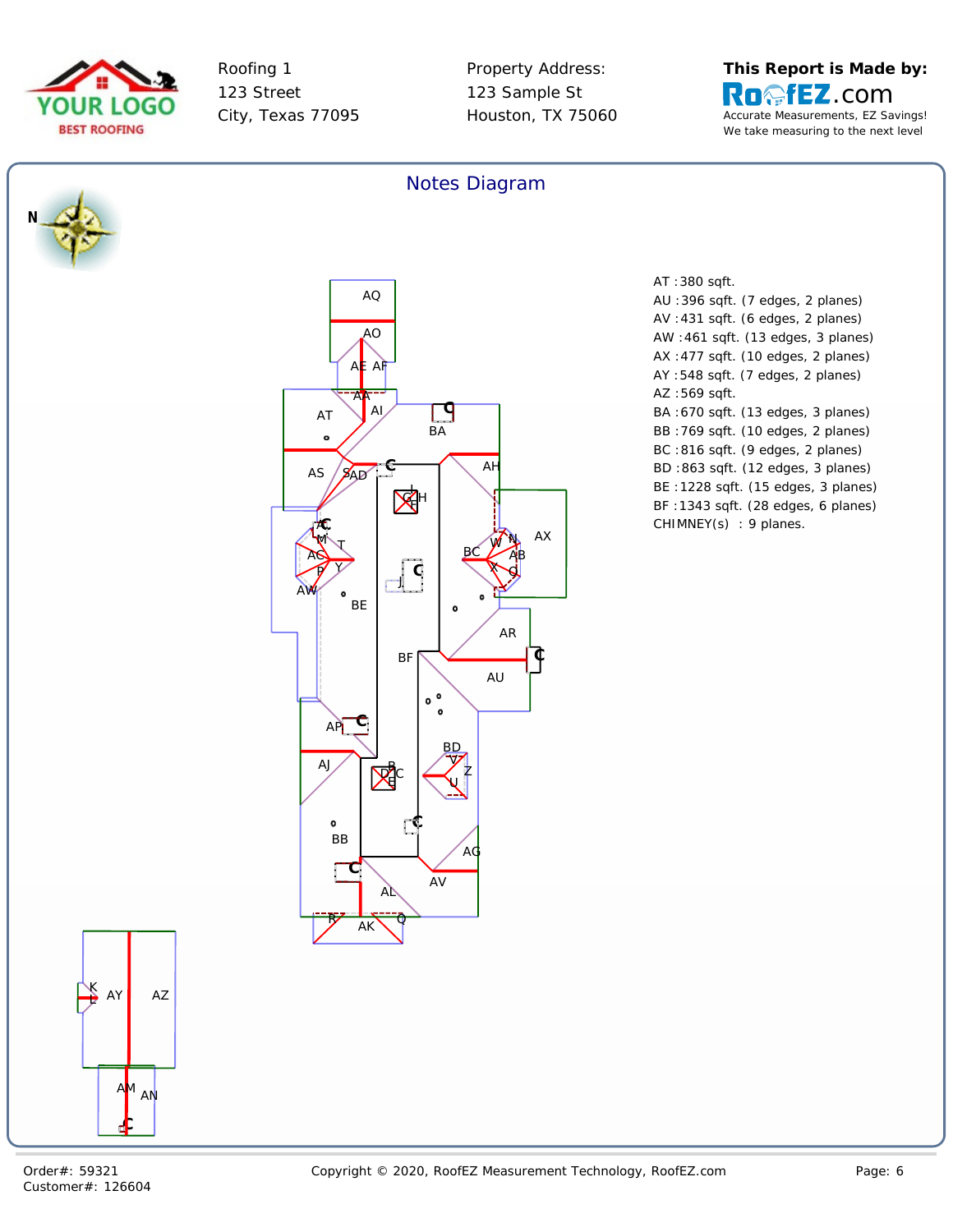Roofing 1
123 Street
City, Texas 77095

Property Address:
123 Sample St
Houston, TX 75060

**This Report is Made by:**
RoofEZ.com
Accurate Measurements, EZ Savings!
We take measuring to the next level

## Notes Diagram

AT :380 sqft.
AU :396 sqft. (7 edges, 2 planes)
AV :431 sqft. (6 edges, 2 planes)
AW :461 sqft. (13 edges, 3 planes)
AX :477 sqft. (10 edges, 2 planes)
AY :548 sqft. (7 edges, 2 planes)
AZ :569 sqft.
BA :670 sqft. (13 edges, 3 planes)
BB :769 sqft. (10 edges, 2 planes)
BC :816 sqft. (9 edges, 2 planes)
BD :863 sqft. (12 edges, 3 planes)
BE :1228 sqft. (15 edges, 3 planes)
BF :1343 sqft. (28 edges, 6 planes)
CHIMNEY(s) : 9 planes.

Order#: 59321
Customer#: 126604

Copyright © 2020, RoofEZ Measurement Technology, RoofEZ.com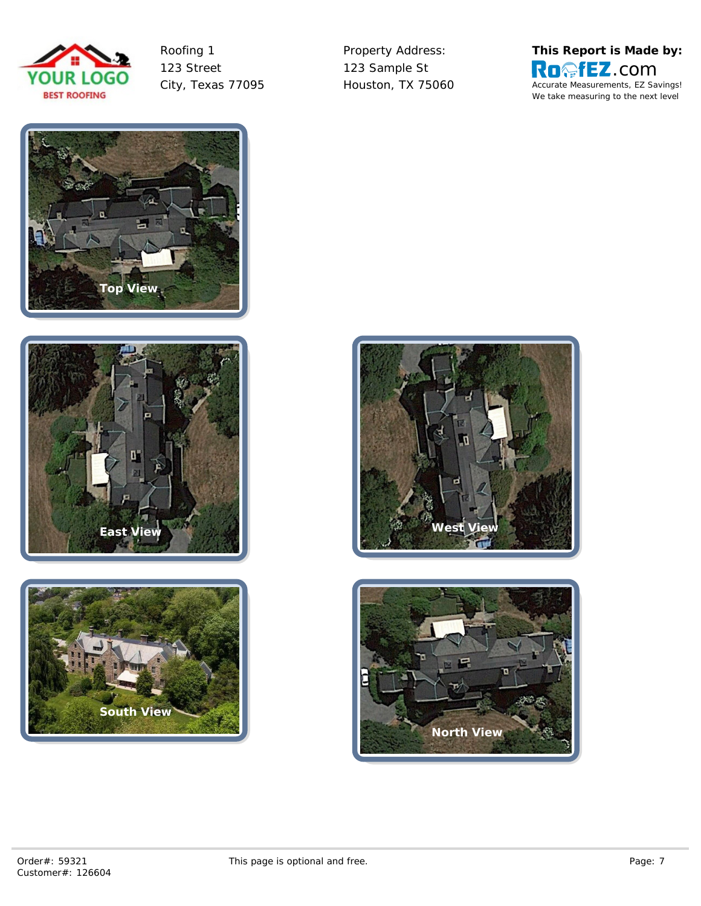Roofing 1
123 Street
City, Texas 77095

Property Address:
123 Sample St
Houston, TX 75060

**This Report is Made by:**
RoofEZ.com
Accurate Measurements, EZ Savings!
We take measuring to the next level

Top View

East View

West View

South View

North View

Order#: 59321
Customer#: 126604

This page is optional and free.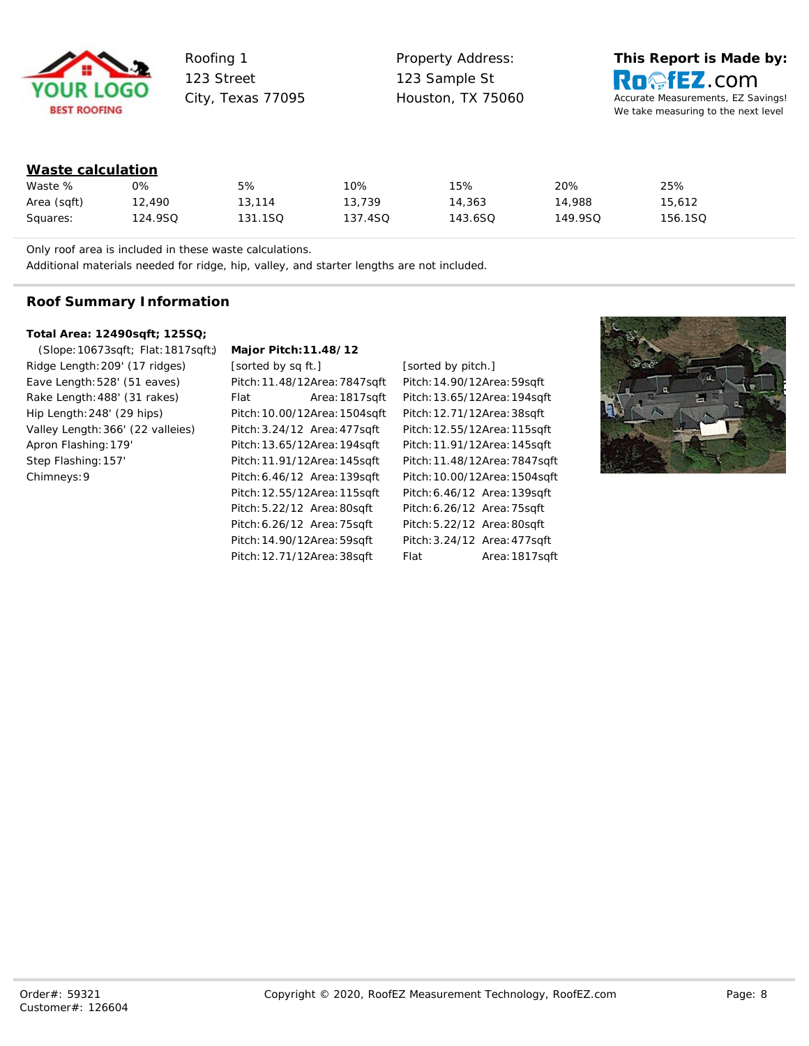Roofing 1
123 Street
City, Texas 77095

Property Address:
123 Sample St
Houston, TX 75060

**This Report is Made by:**
RoofEZ.com
Accurate Measurements, EZ Savings!
We take measuring to the next level

## Waste calculation

| Waste % | 0% | 5% | 10% | 15% | 20% | 25% |
|---|---|---|---|---|---|---|
| Area (sqft) | 12,490 | 13,114 | 13,739 | 14,363 | 14,988 | 15,612 |
| Squares: | 124.9SQ | 131.1SQ | 137.4SQ | 143.6SQ | 149.9SQ | 156.1SQ |

Only roof area is included in these waste calculations.
Additional materials needed for ridge, hip, valley, and starter lengths are not included.

## Roof Summary Information

**Total Area: 12490sqft; 125SQ;**
(Slope: 10673sqft; Flat: 1817sqft;)
Ridge Length: 209' (17 ridges)
Eave Length: 528' (51 eaves)
Rake Length: 488' (31 rakes)
Hip Length: 248' (29 hips)
Valley Length: 366' (22 valleies)
Apron Flashing: 179'
Step Flashing: 157'
Chimneys: 9

**Major Pitch: 11.48/12**

| [sorted by sq ft.] | | [sorted by pitch.] | |
|---|---|---|---|
| Pitch: 11.48/12 | Area: 7847sqft | Pitch: 14.90/12 | Area: 59sqft |
| Flat | Area: 1817sqft | Pitch: 13.65/12 | Area: 194sqft |
| Pitch: 10.00/12 | Area: 1504sqft | Pitch: 12.71/12 | Area: 38sqft |
| Pitch: 3.24/12 | Area: 477sqft | Pitch: 12.55/12 | Area: 115sqft |
| Pitch: 13.65/12 | Area: 194sqft | Pitch: 11.91/12 | Area: 145sqft |
| Pitch: 11.91/12 | Area: 145sqft | Pitch: 11.48/12 | Area: 7847sqft |
| Pitch: 6.46/12 | Area: 139sqft | Pitch: 10.00/12 | Area: 1504sqft |
| Pitch: 12.55/12 | Area: 115sqft | Pitch: 6.46/12 | Area: 139sqft |
| Pitch: 5.22/12 | Area: 80sqft | Pitch: 6.26/12 | Area: 75sqft |
| Pitch: 6.26/12 | Area: 75sqft | Pitch: 5.22/12 | Area: 80sqft |
| Pitch: 14.90/12 | Area: 59sqft | Pitch: 3.24/12 | Area: 477sqft |
| Pitch: 12.71/12 | Area: 38sqft | Flat | Area: 1817sqft |

Order#: 59321
Customer#: 126604

Copyright © 2020, RoofEZ Measurement Technology, RoofEZ.com